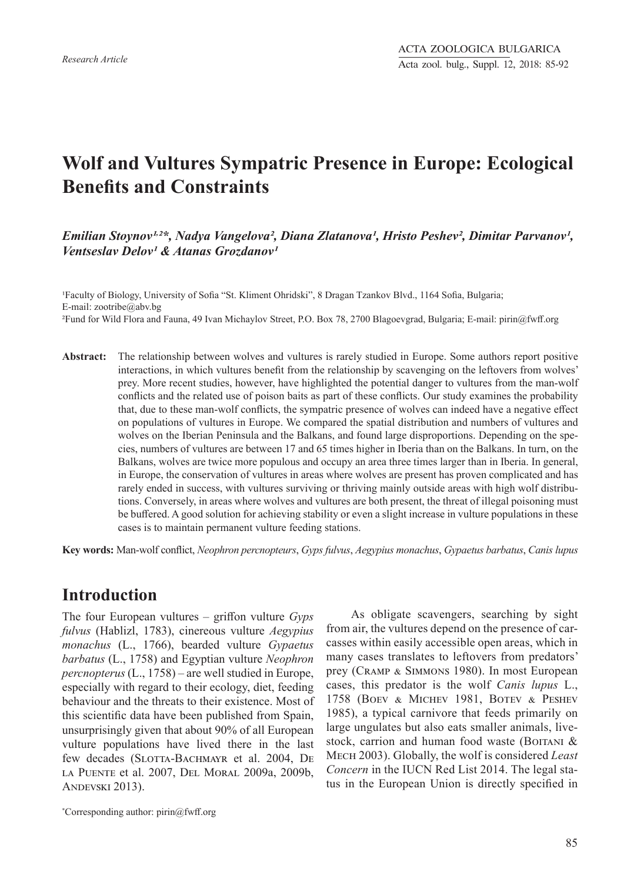*Research Article*

# Wolf and Vultures Sympatric Presence in Europe: Ecological Benefits and Constraints

***Emilian Stoynov[1,2]\*, Nadya Vangelova[2], Diana Zlatanova[1], Hristo Peshev[2], Dimitar Parvanov[1], Ventseslav Delov[1] & Atanas Grozdanov[1]***

[1]Faculty of Biology, University of Sofia "St. Kliment Ohridski", 8 Dragan Tzankov Blvd., 1164 Sofia, Bulgaria; E-mail: zootribe@abv.bg

[2]Fund for Wild Flora and Fauna, 49 Ivan Michaylov Street, P.O. Box 78, 2700 Blagoevgrad, Bulgaria; E-mail: pirin@fwff.org

**Abstract:** The relationship between wolves and vultures is rarely studied in Europe. Some authors report positive interactions, in which vultures benefit from the relationship by scavenging on the leftovers from wolves' prey. More recent studies, however, have highlighted the potential danger to vultures from the man-wolf conflicts and the related use of poison baits as part of these conflicts. Our study examines the probability that, due to these man-wolf conflicts, the sympatric presence of wolves can indeed have a negative effect on populations of vultures in Europe. We compared the spatial distribution and numbers of vultures and wolves on the Iberian Peninsula and the Balkans, and found large disproportions. Depending on the species, numbers of vultures are between 17 and 65 times higher in Iberia than on the Balkans. In turn, on the Balkans, wolves are twice more populous and occupy an area three times larger than in Iberia. In general, in Europe, the conservation of vultures in areas where wolves are present has proven complicated and has rarely ended in success, with vultures surviving or thriving mainly outside areas with high wolf distributions. Conversely, in areas where wolves and vultures are both present, the threat of illegal poisoning must be buffered. A good solution for achieving stability or even a slight increase in vulture populations in these cases is to maintain permanent vulture feeding stations.

**Key words:** Man-wolf conflict, *Neophron percnopteurs*, *Gyps fulvus*, *Aegypius monachus*, *Gypaetus barbatus*, *Canis lupus*

## Introduction

The four European vultures – griffon vulture *Gyps fulvus* (Hablizl, 1783), cinereous vulture *Aegypius monachus* (L., 1766), bearded vulture *Gypaetus barbatus* (L., 1758) and Egyptian vulture *Neophron percnopterus* (L., 1758) – are well studied in Europe, especially with regard to their ecology, diet, feeding behaviour and the threats to their existence. Most of this scientific data have been published from Spain, unsurprisingly given that about 90% of all European vulture populations have lived there in the last few decades (Slotta-Bachmayr et al. 2004, De la Puente et al. 2007, Del Moral 2009a, 2009b, Andevski 2013).

As obligate scavengers, searching by sight from air, the vultures depend on the presence of carcasses within easily accessible open areas, which in many cases translates to leftovers from predators' prey (Cramp & Simmons 1980). In most European cases, this predator is the wolf *Canis lupus* L., 1758 (Boev & Michev 1981, Botev & Peshev 1985), a typical carnivore that feeds primarily on large ungulates but also eats smaller animals, livestock, carrion and human food waste (Boitani & Mech 2003). Globally, the wolf is considered *Least Concern* in the IUCN Red List 2014. The legal status in the European Union is directly specified in

\*Corresponding author: pirin@fwff.org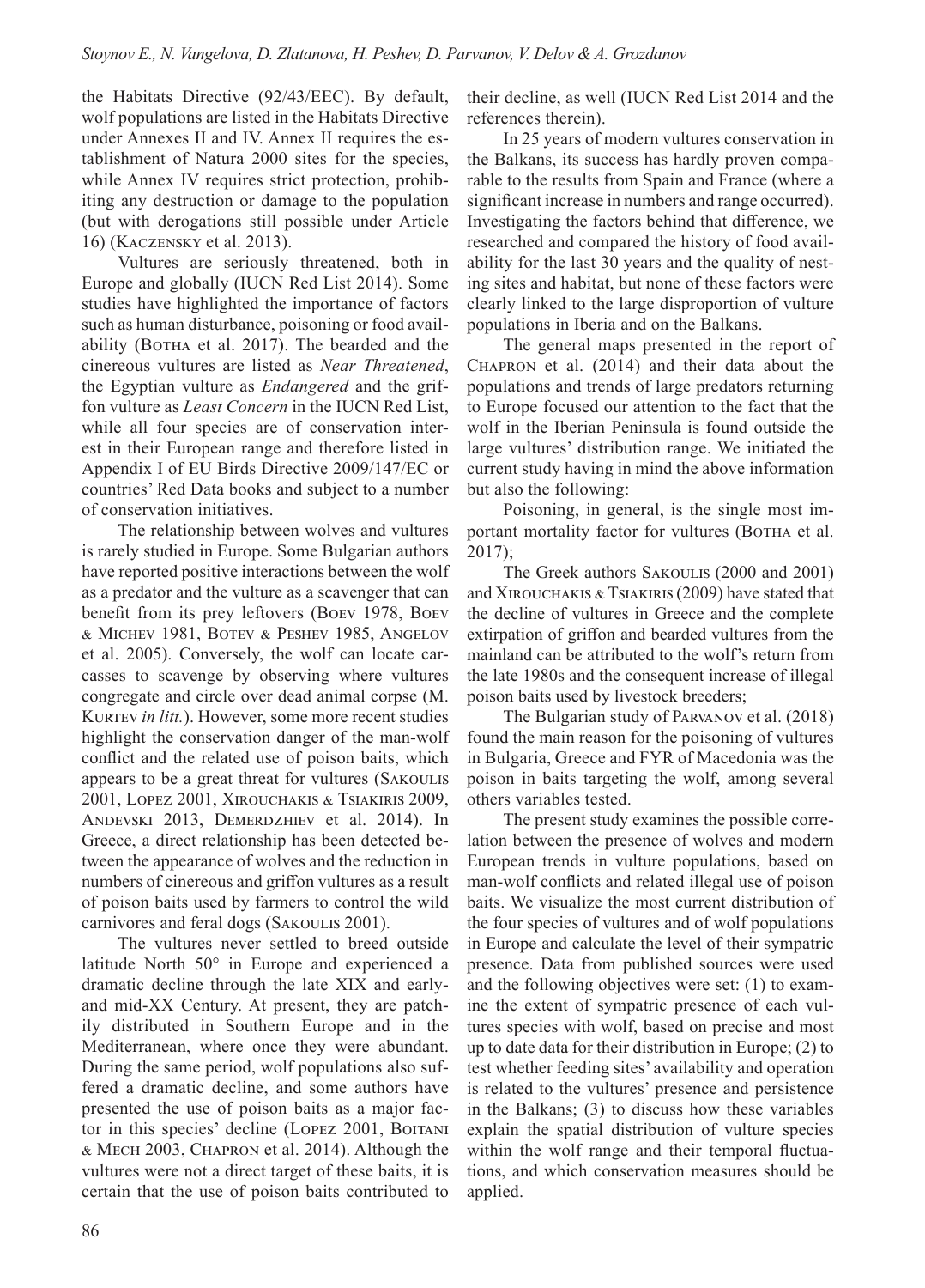the Habitats Directive (92/43/EEC). By default, wolf populations are listed in the Habitats Directive under Annexes II and IV. Annex II requires the establishment of Natura 2000 sites for the species, while Annex IV requires strict protection, prohibiting any destruction or damage to the population (but with derogations still possible under Article 16) (Kaczensky et al. 2013).

Vultures are seriously threatened, both in Europe and globally (IUCN Red List 2014). Some studies have highlighted the importance of factors such as human disturbance, poisoning or food availability (Botha et al. 2017). The bearded and the cinereous vultures are listed as *Near Threatened*, the Egyptian vulture as *Endangered* and the griffon vulture as *Least Concern* in the IUCN Red List, while all four species are of conservation interest in their European range and therefore listed in Appendix I of EU Birds Directive 2009/147/EC or countries' Red Data books and subject to a number of conservation initiatives.

The relationship between wolves and vultures is rarely studied in Europe. Some Bulgarian authors have reported positive interactions between the wolf as a predator and the vulture as a scavenger that can benefit from its prey leftovers (Boev 1978, Boev & Michev 1981, Botev & Peshev 1985, Angelov et al. 2005). Conversely, the wolf can locate carcasses to scavenge by observing where vultures congregate and circle over dead animal corpse (M. Kurtev *in litt.*). However, some more recent studies highlight the conservation danger of the man-wolf conflict and the related use of poison baits, which appears to be a great threat for vultures (Sakoulis 2001, Lopez 2001, Xirouchakis & Tsiakiris 2009, Andevski 2013, Demerdzhiev et al. 2014). In Greece, a direct relationship has been detected between the appearance of wolves and the reduction in numbers of cinereous and griffon vultures as a result of poison baits used by farmers to control the wild carnivores and feral dogs (Sakoulis 2001).

The vultures never settled to breed outside latitude North 50° in Europe and experienced a dramatic decline through the late XIX and early- and mid-XX Century. At present, they are patchily distributed in Southern Europe and in the Mediterranean, where once they were abundant. During the same period, wolf populations also suffered a dramatic decline, and some authors have presented the use of poison baits as a major factor in this species' decline (Lopez 2001, Boitani & Mech 2003, Chapron et al. 2014). Although the vultures were not a direct target of these baits, it is certain that the use of poison baits contributed to their decline, as well (IUCN Red List 2014 and the references therein).

In 25 years of modern vultures conservation in the Balkans, its success has hardly proven comparable to the results from Spain and France (where a significant increase in numbers and range occurred). Investigating the factors behind that difference, we researched and compared the history of food availability for the last 30 years and the quality of nesting sites and habitat, but none of these factors were clearly linked to the large disproportion of vulture populations in Iberia and on the Balkans.

The general maps presented in the report of Chapron et al. (2014) and their data about the populations and trends of large predators returning to Europe focused our attention to the fact that the wolf in the Iberian Peninsula is found outside the large vultures' distribution range. We initiated the current study having in mind the above information but also the following:

Poisoning, in general, is the single most important mortality factor for vultures (Botha et al. 2017);

The Greek authors Sakoulis (2000 and 2001) and Xirouchakis & Tsiakiris (2009) have stated that the decline of vultures in Greece and the complete extirpation of griffon and bearded vultures from the mainland can be attributed to the wolf's return from the late 1980s and the consequent increase of illegal poison baits used by livestock breeders;

The Bulgarian study of Parvanov et al. (2018) found the main reason for the poisoning of vultures in Bulgaria, Greece and FYR of Macedonia was the poison in baits targeting the wolf, among several others variables tested.

The present study examines the possible correlation between the presence of wolves and modern European trends in vulture populations, based on man-wolf conflicts and related illegal use of poison baits. We visualize the most current distribution of the four species of vultures and of wolf populations in Europe and calculate the level of their sympatric presence. Data from published sources were used and the following objectives were set: (1) to examine the extent of sympatric presence of each vultures species with wolf, based on precise and most up to date data for their distribution in Europe; (2) to test whether feeding sites' availability and operation is related to the vultures' presence and persistence in the Balkans; (3) to discuss how these variables explain the spatial distribution of vulture species within the wolf range and their temporal fluctuations, and which conservation measures should be applied.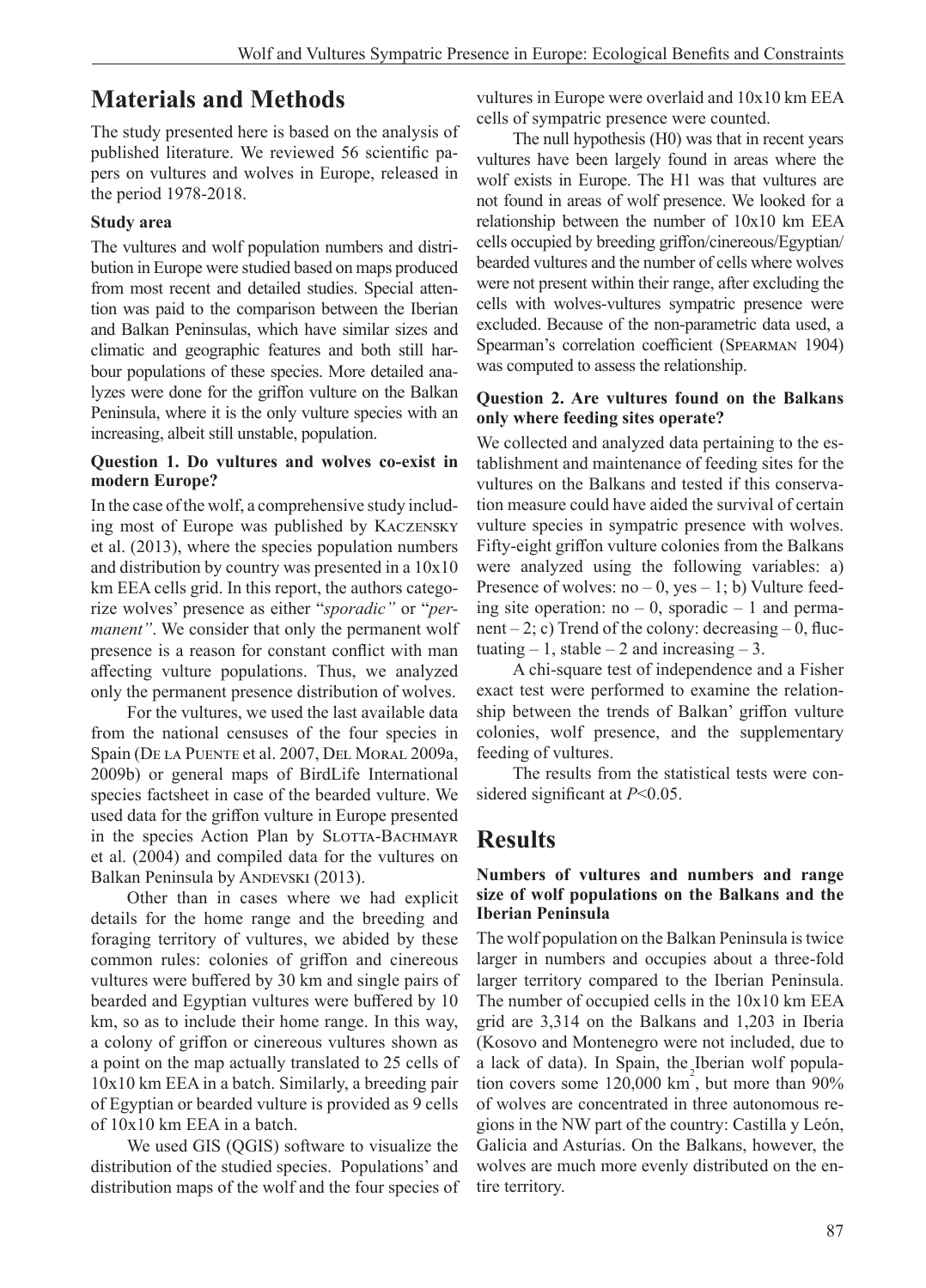## Materials and Methods

The study presented here is based on the analysis of published literature. We reviewed 56 scientific papers on vultures and wolves in Europe, released in the period 1978-2018.

### Study area

The vultures and wolf population numbers and distribution in Europe were studied based on maps produced from most recent and detailed studies. Special attention was paid to the comparison between the Iberian and Balkan Peninsulas, which have similar sizes and climatic and geographic features and both still harbour populations of these species. More detailed analyzes were done for the griffon vulture on the Balkan Peninsula, where it is the only vulture species with an increasing, albeit still unstable, population.

### Question 1. Do vultures and wolves co-exist in modern Europe?

In the case of the wolf, a comprehensive study including most of Europe was published by Kaczensky et al. (2013), where the species population numbers and distribution by country was presented in a 10x10 km EEA cells grid. In this report, the authors categorize wolves' presence as either "*sporadic"* or "*permanent"*. We consider that only the permanent wolf presence is a reason for constant conflict with man affecting vulture populations. Thus, we analyzed only the permanent presence distribution of wolves.

For the vultures, we used the last available data from the national censuses of the four species in Spain (De la Puente et al. 2007, Del Moral 2009a, 2009b) or general maps of BirdLife International species factsheet in case of the bearded vulture. We used data for the griffon vulture in Europe presented in the species Action Plan by Slotta-Bachmayr et al. (2004) and compiled data for the vultures on Balkan Peninsula by Andevski (2013).

Other than in cases where we had explicit details for the home range and the breeding and foraging territory of vultures, we abided by these common rules: colonies of griffon and cinereous vultures were buffered by 30 km and single pairs of bearded and Egyptian vultures were buffered by 10 km, so as to include their home range. In this way, a colony of griffon or cinereous vultures shown as a point on the map actually translated to 25 cells of 10x10 km EEA in a batch. Similarly, a breeding pair of Egyptian or bearded vulture is provided as 9 cells of 10x10 km EEA in a batch.

We used GIS (QGIS) software to visualize the distribution of the studied species. Populations' and distribution maps of the wolf and the four species of vultures in Europe were overlaid and 10x10 km EEA cells of sympatric presence were counted.

The null hypothesis (H0) was that in recent years vultures have been largely found in areas where the wolf exists in Europe. The H1 was that vultures are not found in areas of wolf presence. We looked for a relationship between the number of 10x10 km EEA cells occupied by breeding griffon/cinereous/Egyptian/bearded vultures and the number of cells where wolves were not present within their range, after excluding the cells with wolves-vultures sympatric presence were excluded. Because of the non-parametric data used, a Spearman's correlation coefficient (Spearman 1904) was computed to assess the relationship.

### Question 2. Are vultures found on the Balkans only where feeding sites operate?

We collected and analyzed data pertaining to the establishment and maintenance of feeding sites for the vultures on the Balkans and tested if this conservation measure could have aided the survival of certain vulture species in sympatric presence with wolves. Fifty-eight griffon vulture colonies from the Balkans were analyzed using the following variables: a) Presence of wolves: no – 0, yes – 1; b) Vulture feeding site operation: no – 0, sporadic – 1 and permanent – 2; c) Trend of the colony: decreasing – 0, fluctuating – 1, stable – 2 and increasing – 3.

A chi-square test of independence and a Fisher exact test were performed to examine the relationship between the trends of Balkan' griffon vulture colonies, wolf presence, and the supplementary feeding of vultures.

The results from the statistical tests were considered significant at $P<0.05$.

## Results

### Numbers of vultures and numbers and range size of wolf populations on the Balkans and the Iberian Peninsula

The wolf population on the Balkan Peninsula is twice larger in numbers and occupies about a three-fold larger territory compared to the Iberian Peninsula. The number of occupied cells in the 10x10 km EEA grid are 3,314 on the Balkans and 1,203 in Iberia (Kosovo and Montenegro were not included, due to a lack of data). In Spain, the Iberian wolf population covers some 120,000 km$^2$, but more than 90% of wolves are concentrated in three autonomous regions in the NW part of the country: Castilla y León, Galicia and Asturias. On the Balkans, however, the wolves are much more evenly distributed on the entire territory.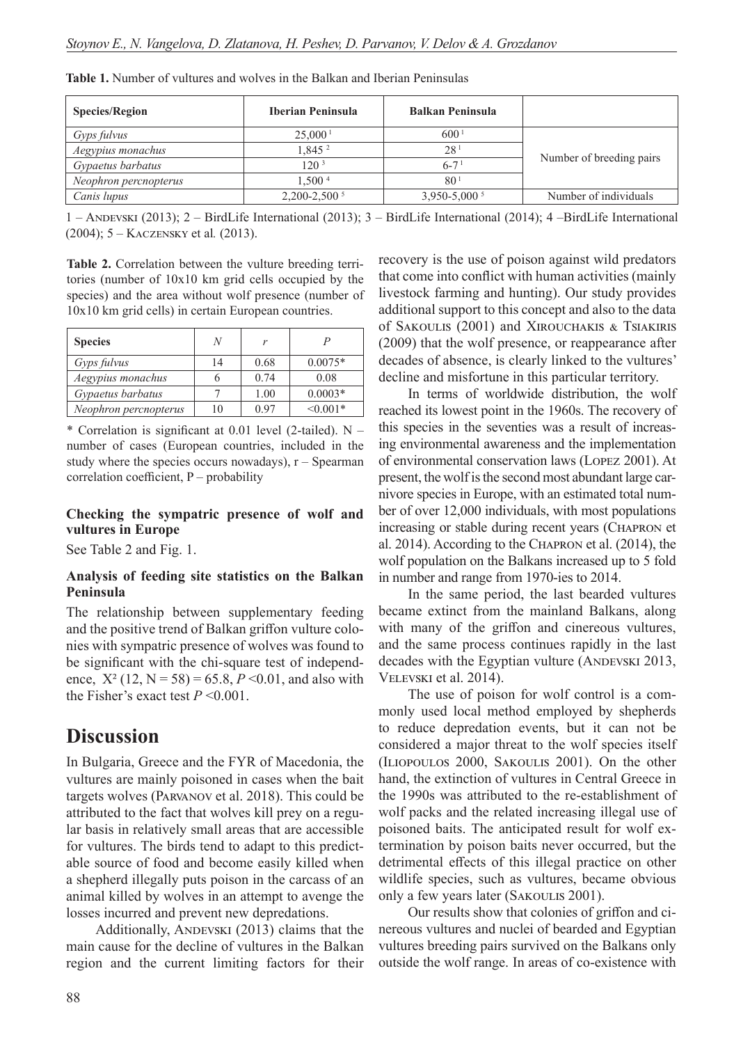**Table 1.** Number of vultures and wolves in the Balkan and Iberian Peninsulas

| Species/Region | Iberian Peninsula | Balkan Peninsula | |
|---|---|---|---|
| *Gyps fulvus* | 25,000 [1] | 600 [1] | Number of breeding pairs |
| *Aegypius monachus* | 1,845 [2] | 28 [1] | |
| *Gypaetus barbatus* | 120 [3] | 6-7 [1] | |
| *Neophron percnopterus* | 1,500 [4] | 80 [1] | |
| *Canis lupus* | 2,200-2,500 [5] | 3,950-5,000 [5] | Number of individuals |

1 – Andevski (2013); 2 – BirdLife International (2013); 3 – BirdLife International (2014); 4 –BirdLife International (2004); 5 – Kaczensky et al*.* (2013).

**Table 2.** Correlation between the vulture breeding territories (number of 10x10 km grid cells occupied by the species) and the area without wolf presence (number of 10x10 km grid cells) in certain European countries.

| Species | *N* | *r* | *P* |
|---|---|---|---|
| *Gyps fulvus* | 14 | 0.68 | 0.0075* |
| *Aegypius monachus* | 6 | 0.74 | 0.08 |
| *Gypaetus barbatus* | 7 | 1.00 | 0.0003* |
| *Neophron percnopterus* | 10 | 0.97 | <0.001* |

* Correlation is significant at 0.01 level (2-tailed). N – number of cases (European countries, included in the study where the species occurs nowadays), r – Spearman correlation coefficient, P – probability

### Checking the sympatric presence of wolf and vultures in Europe

See Table 2 and Fig. 1.

### Analysis of feeding site statistics on the Balkan Peninsula

The relationship between supplementary feeding and the positive trend of Balkan griffon vulture colonies with sympatric presence of wolves was found to be significant with the chi-square test of independence, $X^2$ (12, N = 58) = 65.8, *P* <0.01, and also with the Fisher's exact test *P* <0.001.

# Discussion

In Bulgaria, Greece and the FYR of Macedonia, the vultures are mainly poisoned in cases when the bait targets wolves (Parvanov et al. 2018). This could be attributed to the fact that wolves kill prey on a regular basis in relatively small areas that are accessible for vultures. The birds tend to adapt to this predictable source of food and become easily killed when a shepherd illegally puts poison in the carcass of an animal killed by wolves in an attempt to avenge the losses incurred and prevent new depredations.

Additionally, Andevski (2013) claims that the main cause for the decline of vultures in the Balkan region and the current limiting factors for their recovery is the use of poison against wild predators that come into conflict with human activities (mainly livestock farming and hunting). Our study provides additional support to this concept and also to the data of Sakoulis (2001) and Xirouchakis & Tsiakiris (2009) that the wolf presence, or reappearance after decades of absence, is clearly linked to the vultures' decline and misfortune in this particular territory.

In terms of worldwide distribution, the wolf reached its lowest point in the 1960s. The recovery of this species in the seventies was a result of increasing environmental awareness and the implementation of environmental conservation laws (Lopez 2001). At present, the wolf is the second most abundant large carnivore species in Europe, with an estimated total number of over 12,000 individuals, with most populations increasing or stable during recent years (Chapron et al. 2014). According to the Chapron et al. (2014), the wolf population on the Balkans increased up to 5 fold in number and range from 1970-ies to 2014.

In the same period, the last bearded vultures became extinct from the mainland Balkans, along with many of the griffon and cinereous vultures, and the same process continues rapidly in the last decades with the Egyptian vulture (Andevski 2013, Velevski et al. 2014).

The use of poison for wolf control is a commonly used local method employed by shepherds to reduce depredation events, but it can not be considered a major threat to the wolf species itself (Iliopoulos 2000, Sakoulis 2001). On the other hand, the extinction of vultures in Central Greece in the 1990s was attributed to the re-establishment of wolf packs and the related increasing illegal use of poisoned baits. The anticipated result for wolf extermination by poison baits never occurred, but the detrimental effects of this illegal practice on other wildlife species, such as vultures, became obvious only a few years later (Sakoulis 2001).

Our results show that colonies of griffon and cinereous vultures and nuclei of bearded and Egyptian vultures breeding pairs survived on the Balkans only outside the wolf range. In areas of co-existence with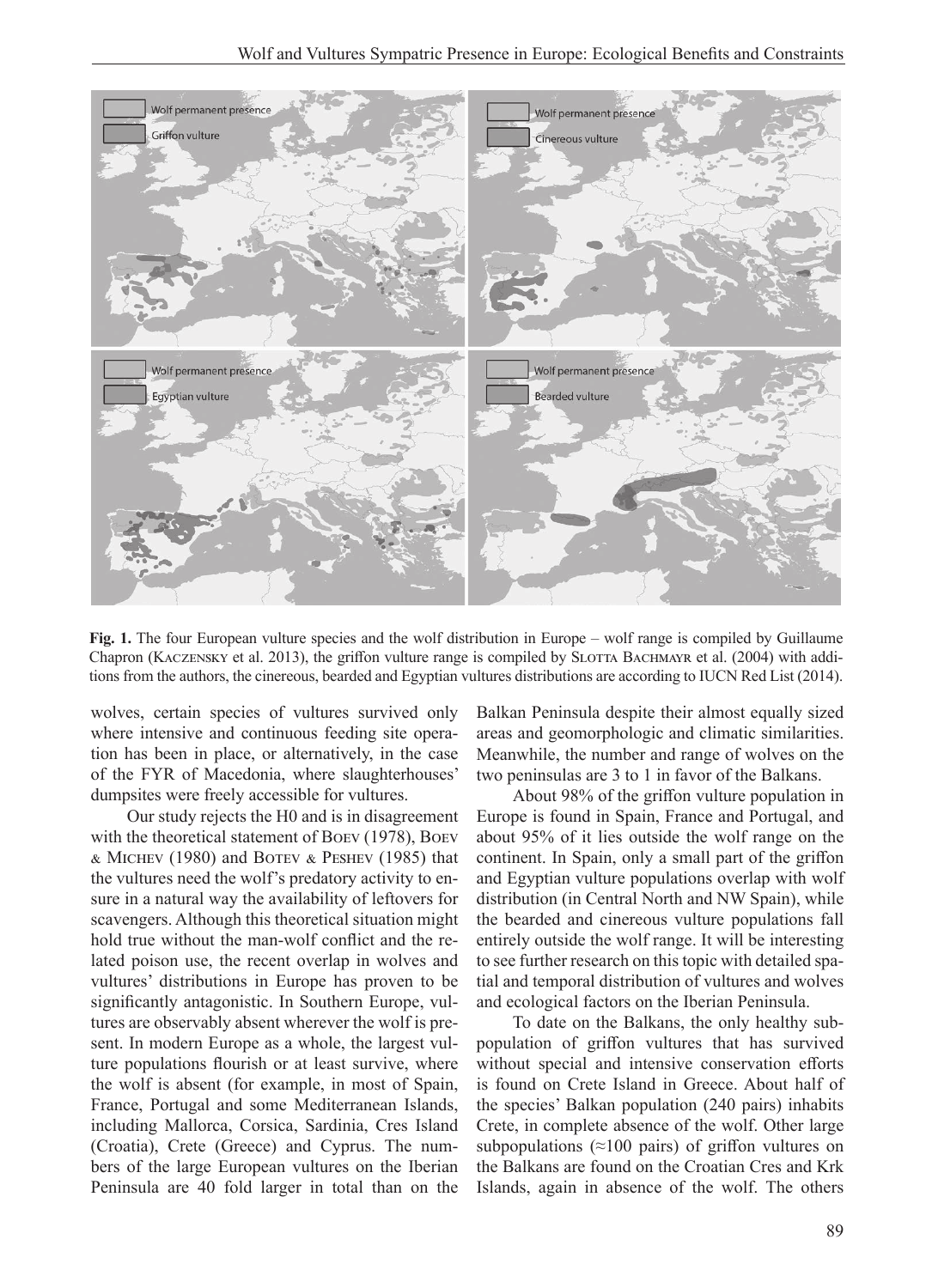**Fig. 1.** The four European vulture species and the wolf distribution in Europe – wolf range is compiled by Guillaume Chapron (Kaczensky et al. 2013), the griffon vulture range is compiled by Slotta Bachmayr et al. (2004) with additions from the authors, the cinereous, bearded and Egyptian vultures distributions are according to IUCN Red List (2014).

wolves, certain species of vultures survived only where intensive and continuous feeding site operation has been in place, or alternatively, in the case of the FYR of Macedonia, where slaughterhouses' dumpsites were freely accessible for vultures.

Our study rejects the H0 and is in disagreement with the theoretical statement of Boev (1978), Boev & Michev (1980) and Botev & Peshev (1985) that the vultures need the wolf's predatory activity to ensure in a natural way the availability of leftovers for scavengers. Although this theoretical situation might hold true without the man-wolf conflict and the related poison use, the recent overlap in wolves and vultures' distributions in Europe has proven to be significantly antagonistic. In Southern Europe, vultures are observably absent wherever the wolf is present. In modern Europe as a whole, the largest vulture populations flourish or at least survive, where the wolf is absent (for example, in most of Spain, France, Portugal and some Mediterranean Islands, including Mallorca, Corsica, Sardinia, Cres Island (Croatia), Crete (Greece) and Cyprus. The numbers of the large European vultures on the Iberian Peninsula are 40 fold larger in total than on the Balkan Peninsula despite their almost equally sized areas and geomorphologic and climatic similarities. Meanwhile, the number and range of wolves on the two peninsulas are 3 to 1 in favor of the Balkans.

About 98% of the griffon vulture population in Europe is found in Spain, France and Portugal, and about 95% of it lies outside the wolf range on the continent. In Spain, only a small part of the griffon and Egyptian vulture populations overlap with wolf distribution (in Central North and NW Spain), while the bearded and cinereous vulture populations fall entirely outside the wolf range. It will be interesting to see further research on this topic with detailed spatial and temporal distribution of vultures and wolves and ecological factors on the Iberian Peninsula.

To date on the Balkans, the only healthy subpopulation of griffon vultures that has survived without special and intensive conservation efforts is found on Crete Island in Greece. About half of the species' Balkan population (240 pairs) inhabits Crete, in complete absence of the wolf. Other large subpopulations (≈100 pairs) of griffon vultures on the Balkans are found on the Croatian Cres and Krk Islands, again in absence of the wolf. The others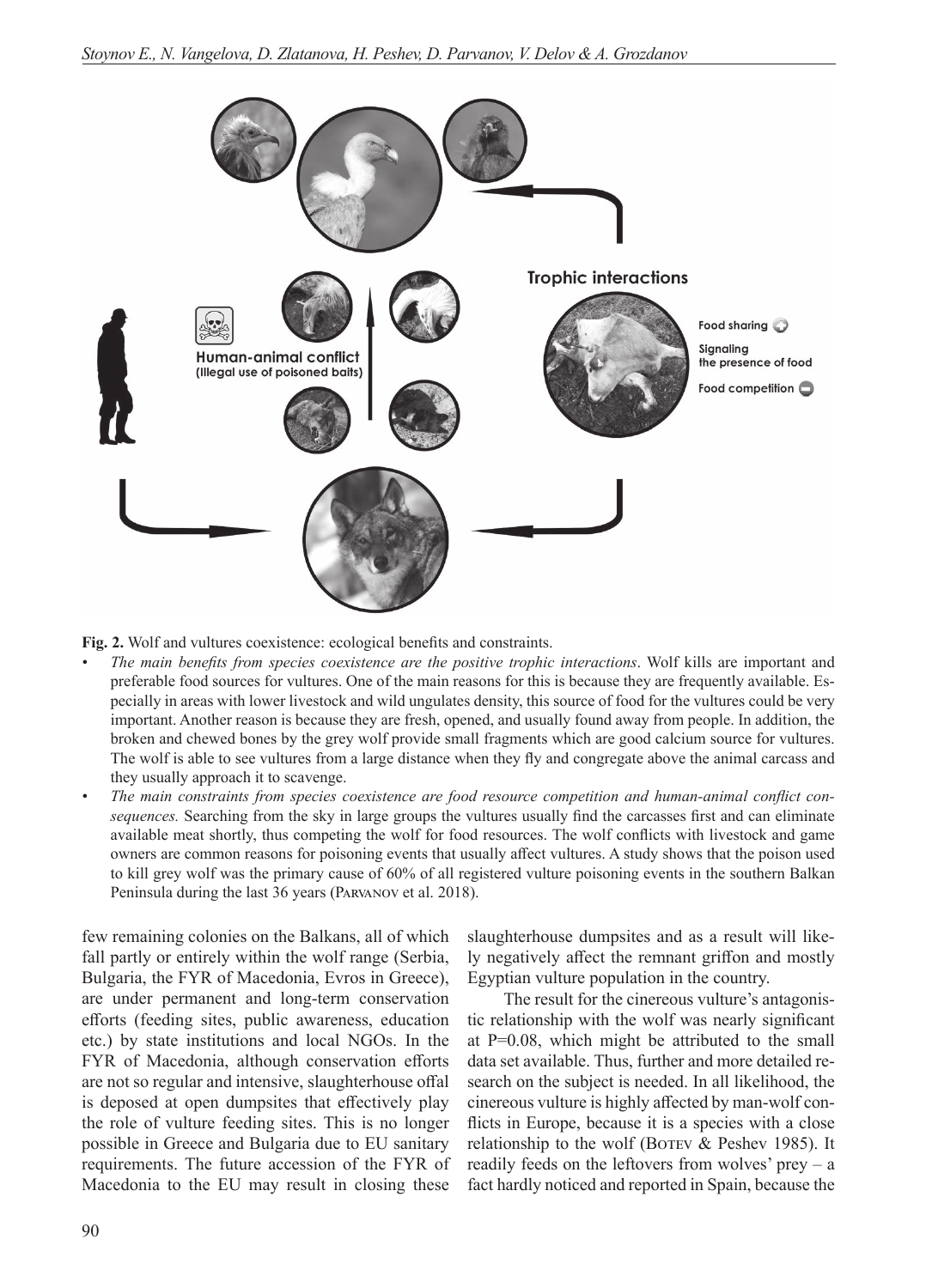**Fig. 2.** Wolf and vultures coexistence: ecological benefits and constraints.

- *The main benefits from species coexistence are the positive trophic interactions*. Wolf kills are important and preferable food sources for vultures. One of the main reasons for this is because they are frequently available. Especially in areas with lower livestock and wild ungulates density, this source of food for the vultures could be very important. Another reason is because they are fresh, opened, and usually found away from people. In addition, the broken and chewed bones by the grey wolf provide small fragments which are good calcium source for vultures. The wolf is able to see vultures from a large distance when they fly and congregate above the animal carcass and they usually approach it to scavenge.
- *The main constraints from species coexistence are food resource competition and human-animal conflict consequences.* Searching from the sky in large groups the vultures usually find the carcasses first and can eliminate available meat shortly, thus competing the wolf for food resources. The wolf conflicts with livestock and game owners are common reasons for poisoning events that usually affect vultures. A study shows that the poison used to kill grey wolf was the primary cause of 60% of all registered vulture poisoning events in the southern Balkan Peninsula during the last 36 years (Parvanov et al. 2018).

few remaining colonies on the Balkans, all of which fall partly or entirely within the wolf range (Serbia, Bulgaria, the FYR of Macedonia, Evros in Greece), are under permanent and long-term conservation efforts (feeding sites, public awareness, education etc.) by state institutions and local NGOs. In the FYR of Macedonia, although conservation efforts are not so regular and intensive, slaughterhouse offal is deposed at open dumpsites that effectively play the role of vulture feeding sites. This is no longer possible in Greece and Bulgaria due to EU sanitary requirements. The future accession of the FYR of Macedonia to the EU may result in closing these slaughterhouse dumpsites and as a result will likely negatively affect the remnant griffon and mostly Egyptian vulture population in the country.

The result for the cinereous vulture's antagonistic relationship with the wolf was nearly significant at $P=0.08$, which might be attributed to the small data set available. Thus, further and more detailed research on the subject is needed. In all likelihood, the cinereous vulture is highly affected by man-wolf conflicts in Europe, because it is a species with a close relationship to the wolf (Botev & Peshev 1985). It readily feeds on the leftovers from wolves' prey – a fact hardly noticed and reported in Spain, because the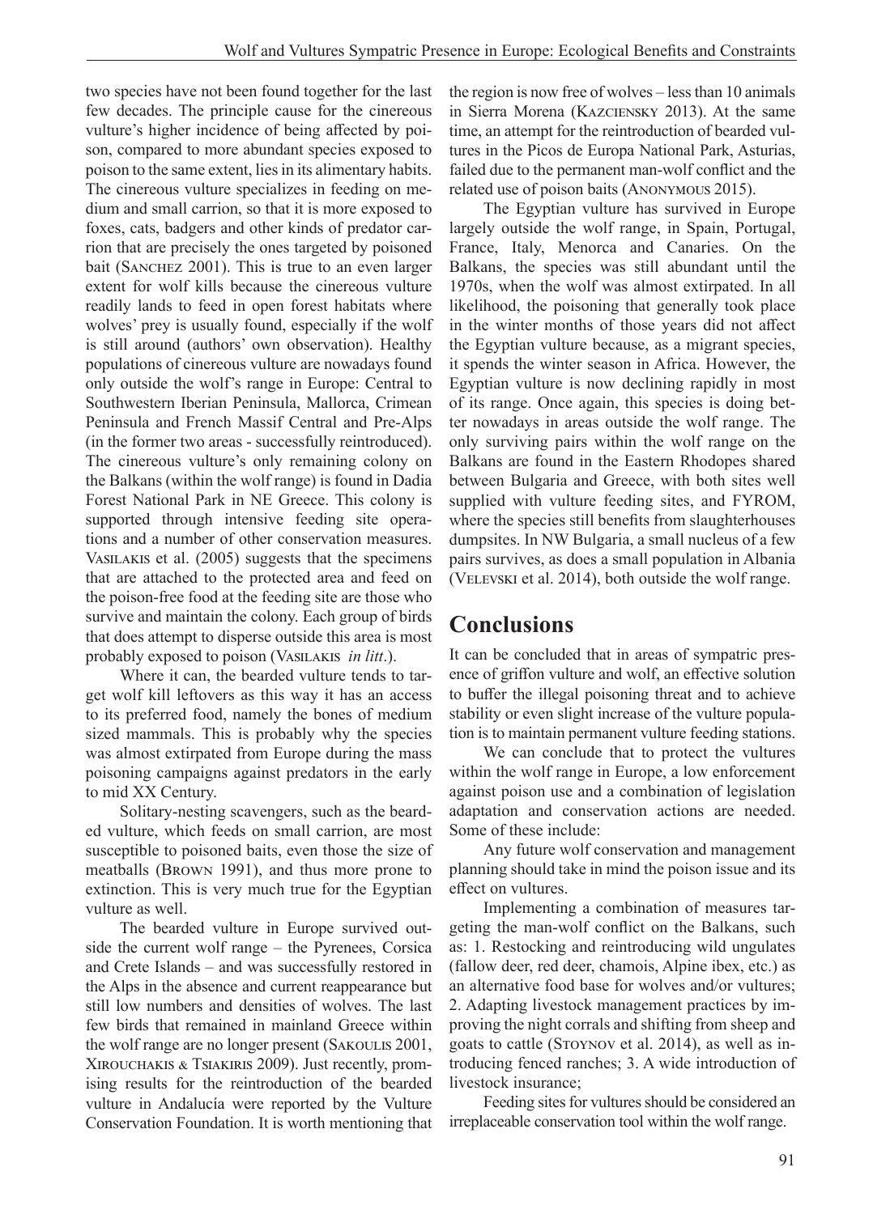two species have not been found together for the last few decades. The principle cause for the cinereous vulture's higher incidence of being affected by poison, compared to more abundant species exposed to poison to the same extent, lies in its alimentary habits. The cinereous vulture specializes in feeding on medium and small carrion, so that it is more exposed to foxes, cats, badgers and other kinds of predator carrion that are precisely the ones targeted by poisoned bait (Sanchez 2001). This is true to an even larger extent for wolf kills because the cinereous vulture readily lands to feed in open forest habitats where wolves' prey is usually found, especially if the wolf is still around (authors' own observation). Healthy populations of cinereous vulture are nowadays found only outside the wolf's range in Europe: Central to Southwestern Iberian Peninsula, Mallorca, Crimean Peninsula and French Massif Central and Pre-Alps (in the former two areas - successfully reintroduced). The cinereous vulture's only remaining colony on the Balkans (within the wolf range) is found in Dadia Forest National Park in NE Greece. This colony is supported through intensive feeding site operations and a number of other conservation measures. Vasilakis et al. (2005) suggests that the specimens that are attached to the protected area and feed on the poison-free food at the feeding site are those who survive and maintain the colony. Each group of birds that does attempt to disperse outside this area is most probably exposed to poison (Vasilakis *in litt*.).

Where it can, the bearded vulture tends to target wolf kill leftovers as this way it has an access to its preferred food, namely the bones of medium sized mammals. This is probably why the species was almost extirpated from Europe during the mass poisoning campaigns against predators in the early to mid XX Century.

Solitary-nesting scavengers, such as the bearded vulture, which feeds on small carrion, are most susceptible to poisoned baits, even those the size of meatballs (Brown 1991), and thus more prone to extinction. This is very much true for the Egyptian vulture as well.

The bearded vulture in Europe survived outside the current wolf range – the Pyrenees, Corsica and Crete Islands – and was successfully restored in the Alps in the absence and current reappearance but still low numbers and densities of wolves. The last few birds that remained in mainland Greece within the wolf range are no longer present (Sakoulis 2001, Xirouchakis & Tsiakiris 2009). Just recently, promising results for the reintroduction of the bearded vulture in Andalucía were reported by the Vulture Conservation Foundation. It is worth mentioning that the region is now free of wolves – less than 10 animals in Sierra Morena (Kazciensky 2013). At the same time, an attempt for the reintroduction of bearded vultures in the Picos de Europa National Park, Asturias, failed due to the permanent man-wolf conflict and the related use of poison baits (Anonymous 2015).

The Egyptian vulture has survived in Europe largely outside the wolf range, in Spain, Portugal, France, Italy, Menorca and Canaries. On the Balkans, the species was still abundant until the 1970s, when the wolf was almost extirpated. In all likelihood, the poisoning that generally took place in the winter months of those years did not affect the Egyptian vulture because, as a migrant species, it spends the winter season in Africa. However, the Egyptian vulture is now declining rapidly in most of its range. Once again, this species is doing better nowadays in areas outside the wolf range. The only surviving pairs within the wolf range on the Balkans are found in the Eastern Rhodopes shared between Bulgaria and Greece, with both sites well supplied with vulture feeding sites, and FYROM, where the species still benefits from slaughterhouses dumpsites. In NW Bulgaria, a small nucleus of a few pairs survives, as does a small population in Albania (Velevski et al. 2014), both outside the wolf range.

## Conclusions

It can be concluded that in areas of sympatric presence of griffon vulture and wolf, an effective solution to buffer the illegal poisoning threat and to achieve stability or even slight increase of the vulture population is to maintain permanent vulture feeding stations.

We can conclude that to protect the vultures within the wolf range in Europe, a low enforcement against poison use and a combination of legislation adaptation and conservation actions are needed. Some of these include:

Any future wolf conservation and management planning should take in mind the poison issue and its effect on vultures.

Implementing a combination of measures targeting the man-wolf conflict on the Balkans, such as: 1. Restocking and reintroducing wild ungulates (fallow deer, red deer, chamois, Alpine ibex, etc.) as an alternative food base for wolves and/or vultures; 2. Adapting livestock management practices by improving the night corrals and shifting from sheep and goats to cattle (Stoynov et al. 2014), as well as introducing fenced ranches; 3. A wide introduction of livestock insurance;

Feeding sites for vultures should be considered an irreplaceable conservation tool within the wolf range.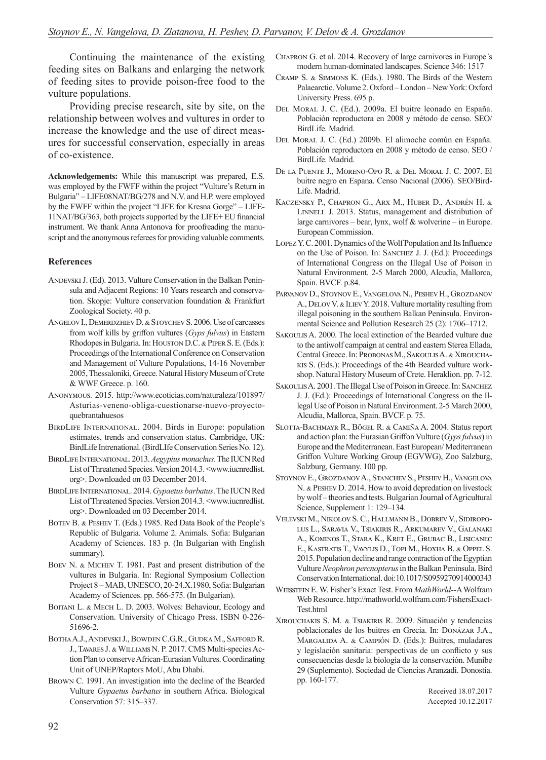Continuing the maintenance of the existing feeding sites on Balkans and enlarging the network of feeding sites to provide poison-free food to the vulture populations.

Providing precise research, site by site, on the relationship between wolves and vultures in order to increase the knowledge and the use of direct measures for successful conservation, especially in areas of co-existence.

**Acknowledgements:** While this manuscript was prepared, E.S. was employed by the FWFF within the project "Vulture's Return in Bulgaria" – LIFE08NAT/BG/278 and N.V. and H.P. were employed by the FWFF within the project "LIFE for Kresna Gorge" – LIFE-11NAT/BG/363, both projects supported by the LIFE+ EU financial instrument. We thank Anna Antonova for proofreading the manuscript and the anonymous referees for providing valuable comments.

## References

Andevski J. (Ed). 2013. Vulture Conservation in the Balkan Peninsula and Adjacent Regions: 10 Years research and conservation. Skopje: Vulture conservation foundation & Frankfurt Zoological Society. 40 p.

Angelov I., Demerdzhiev D. & Stoychev S. 2006. Use of carcasses from wolf kills by griffon vultures (*Gyps fulvus*) in Eastern Rhodopes in Bulgaria. In: Houston D.C. & Piper S. E. (Eds.): Proceedings of the International Conference on Conservation and Management of Vulture Populations, 14-16 November 2005, Thessaloniki, Greece. Natural History Museum of Crete & WWF Greece. p. 160.

Anonymous. 2015. http://www.ecoticias.com/naturaleza/101897/Asturias-veneno-obliga-cuestionarse-nuevo-proyecto-quebrantahuesos

BirdLife International. 2004. Birds in Europe: population estimates, trends and conservation status. Cambridge, UK: BirdLife Intrenational. (BirdLIfe Conservation Series No. 12).

BirdLife International. 2013. *Aegypius monachus*. The IUCN Red List of Threatened Species. Version 2014.3. <www.iucnredlist.org>. Downloaded on 03 December 2014.

BirdLife International. 2014. *Gypaetus barbatus*. The IUCN Red List of Threatened Species. Version 2014.3. <www.iucnredlist.org>. Downloaded on 03 December 2014.

Botev B. & Peshev T. (Eds.) 1985. Red Data Book of the People's Republic of Bulgaria. Volume 2. Animals. Sofia: Bulgarian Academy of Sciences. 183 p. (In Bulgarian with English summary).

Boev N. & Michev T. 1981. Past and present distribution of the vultures in Bulgaria. In: Regional Symposium Collection Project 8 – MAB, UNESCO, 20-24.X.1980, Sofia: Bulgarian Academy of Sciences. pp. 566-575. (In Bulgarian).

Boitani L. & Mech L. D. 2003. Wolves: Behaviour, Ecology and Conservation. University of Chicago Press. ISBN 0-226-51696-2.

Botha A.J., Andevski J., Bowden C.G.R., Gudka M., Safford R. J., Tavares J. & Williams N. P. 2017. CMS Multi-species Action Plan to conserve African-Eurasian Vultures. Coordinating Unit of UNEP/Raptors MoU, Abu Dhabi.

Brown C. 1991. An investigation into the decline of the Bearded Vulture *Gypaetus barbatus* in southern Africa. Biological Conservation 57: 315–337.

Chapron G. et al. 2014. Recovery of large carnivores in Europe´s modern human-dominated landscapes. Science 346: 1517

Cramp S. & Simmons K. (Eds.). 1980. The Birds of the Western Palaearctic. Volume 2. Oxford – London – New York: Oxford University Press. 695 p.

Del Moral J. C. (Ed.). 2009a. El buitre leonado en España. Población reproductora en 2008 y método de censo. SEO/ BirdLife. Madrid.

Del Moral J. C. (Ed.) 2009b. El alimoche común en España. Población reproductora en 2008 y método de censo. SEO / BirdLife. Madrid.

De la Puente J., Moreno-Opo R. & Del Moral J. C. 2007. El buitre negro en Espana. Censo Nacional (2006). SEO/BirdLife. Madrid.

Kaczensky P., Chapron G., Arx M., Huber D., Andrén H. & Linnell J. 2013. Status, management and distribution of large carnivores – bear, lynx, wolf & wolverine – in Europe. European Commission.

Lopez Y. C. 2001. Dynamics of the Wolf Population and Its Influence on the Use of Poison. In: Sanchez J. J. (Ed.): Proceedings of International Congress on the Illegal Use of Poison in Natural Environment. 2-5 March 2000, Alcudia, Mallorca, Spain. BVCF. p.84.

Parvanov D., Stoynov E., Vangelova N., Peshev H., Grozdanov A., Delov V. & Iliev Y. 2018. Vulture mortality resulting from illegal poisoning in the southern Balkan Peninsula. Environmental Science and Pollution Research 25 (2): 1706–1712.

Sakoulis A. 2000. The local extinction of the Bearded vulture due to the antiwolf campaign at central and eastern Sterea Ellada, Central Greece. In: Probonas M., Sakoulis A. & Xirouchakis S. (Eds.): Proceedings of the 4th Bearded vulture workshop. Natural History Museum of Crete. Heraklion. pp. 7-12.

Sakoulis A. 2001. The Illegal Use of Poison in Greece. In: Sanchez J. J. (Ed.): Proceedings of International Congress on the Illegal Use of Poison in Natural Environment. 2-5 March 2000, Alcudia, Mallorca, Spain. BVCF. p. 75.

Slotta-Bachmayr R., Bögel R. & Camiña A. 2004. Status report and action plan: the Eurasian Griffon Vulture (*Gyps fulvus*) in Europe and the Mediterranean. East European/ Mediterranean Griffon Vulture Working Group (EGVWG), Zoo Salzburg, Salzburg, Germany. 100 pp.

Stoynov E., Grozdanov A., Stanchev S., Peshev H., Vangelova N. & Peshev D. 2014. How to avoid depredation on livestock by wolf – theories and tests. Bulgarian Journal of Agricultural Science, Supplement 1: 129–134.

Velevski M., Nikolov S. C., Hallmann B., Dobrev V., Sidiropoulus L., Saravia V., Tsiakiris R., Arkumarev V., Galanaki A., Kominos T., Stara K., Kret E., Grubac B., Lisicanec E., Kastratis T., Vavylis D., Topi M., Hoxha B. & Oppel S. 2015. Population decline and range contraction of the Egyptian Vulture *Neophron percnopterus* in the Balkan Peninsula. Bird Conservation International. doi:10.1017/S0959270914000343

Weisstein E. W. Fisher's Exact Test. From *MathWorld*--A Wolfram Web Resource. http://mathworld.wolfram.com/FishersExact-Test.html

Xirouchakis S. M. & Tsiakiris R. 2009. Situación y tendencias poblacionales de los buitres en Grecia. In: Donázar J.A., Margalida A. & Campión D. (Eds.): Buitres, muladares y legislación sanitaria: perspectivas de un conflicto y sus consecuencias desde la biología de la conservación. Munibe 29 (Suplemento). Sociedad de Ciencias Aranzadi. Donostia. pp. 160-177.

Received 18.07.2017
Accepted 10.12.2017